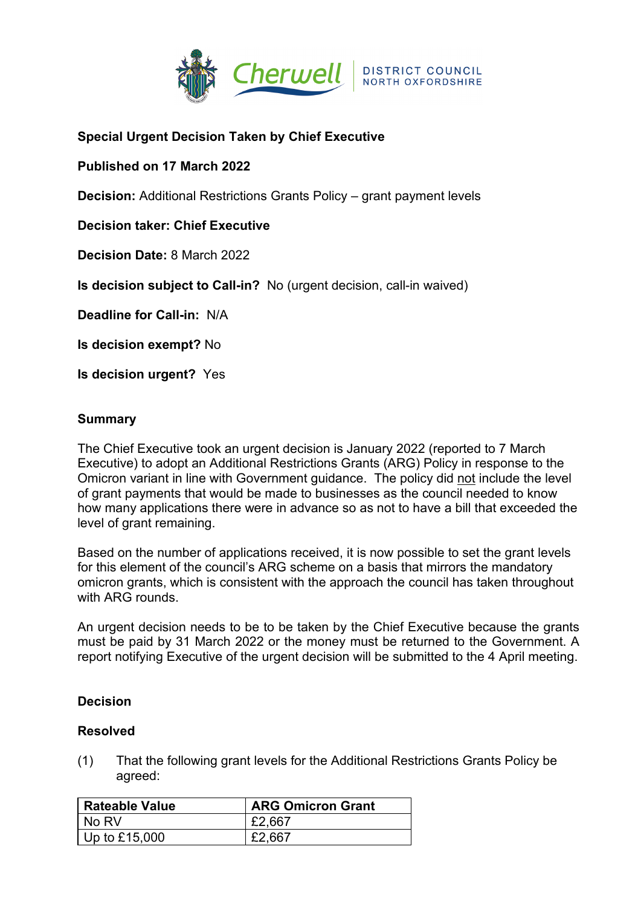**Special Urgent Decision Taken by Chief Executive**

**Published on 17 March 2022**

**Decision:** Additional Restrictions Grants Policy – grant payment levels

**Decision taker: Chief Executive**

**Decision Date:** 8 March 2022

**Is decision subject to Call-in?** No (urgent decision, call-in waived)

**Deadline for Call-in:** N/A

**Is decision exempt?** No

**Is decision urgent?** Yes

**Summary**

The Chief Executive took an urgent decision is January 2022 (reported to 7 March Executive) to adopt an Additional Restrictions Grants (ARG) Policy in response to the Omicron variant in line with Government guidance. The policy did not include the level of grant payments that would be made to businesses as the council needed to know how many applications there were in advance so as not to have a bill that exceeded the level of grant remaining.

Based on the number of applications received, it is now possible to set the grant levels for this element of the council's ARG scheme on a basis that mirrors the mandatory omicron grants, which is consistent with the approach the council has taken throughout with ARG rounds.

An urgent decision needs to be to be taken by the Chief Executive because the grants must be paid by 31 March 2022 or the money must be returned to the Government. A report notifying Executive of the urgent decision will be submitted to the 4 April meeting.

**Decision**

**Resolved**

(1) That the following grant levels for the Additional Restrictions Grants Policy be agreed:

| Rateable Value | ARG Omicron Grant |
|---|---|
| No RV | £2,667 |
| Up to £15,000 | £2,667 |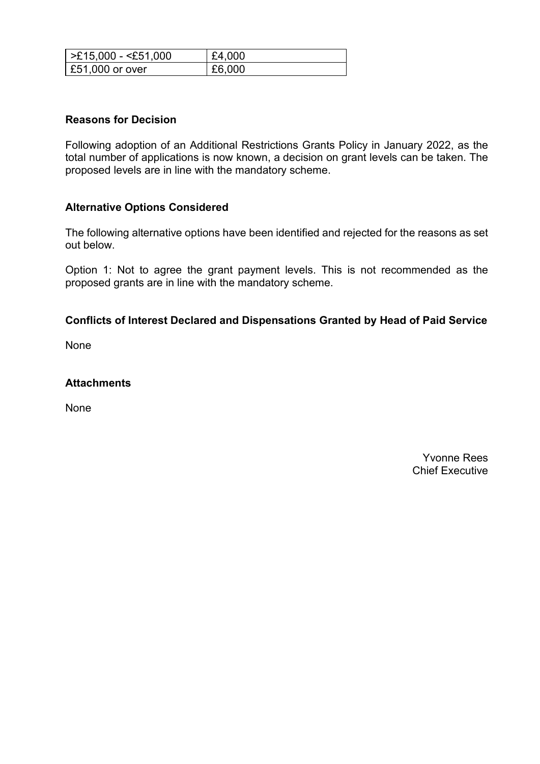| | |
|---|---|
| >£15,000 - <£51,000 | £4,000 |
| £51,000 or over | £6,000 |

**Reasons for Decision**

Following adoption of an Additional Restrictions Grants Policy in January 2022, as the total number of applications is now known, a decision on grant levels can be taken. The proposed levels are in line with the mandatory scheme.

**Alternative Options Considered**

The following alternative options have been identified and rejected for the reasons as set out below.

Option 1: Not to agree the grant payment levels. This is not recommended as the proposed grants are in line with the mandatory scheme.

**Conflicts of Interest Declared and Dispensations Granted by Head of Paid Service**

None

**Attachments**

None

Yvonne Rees
Chief Executive